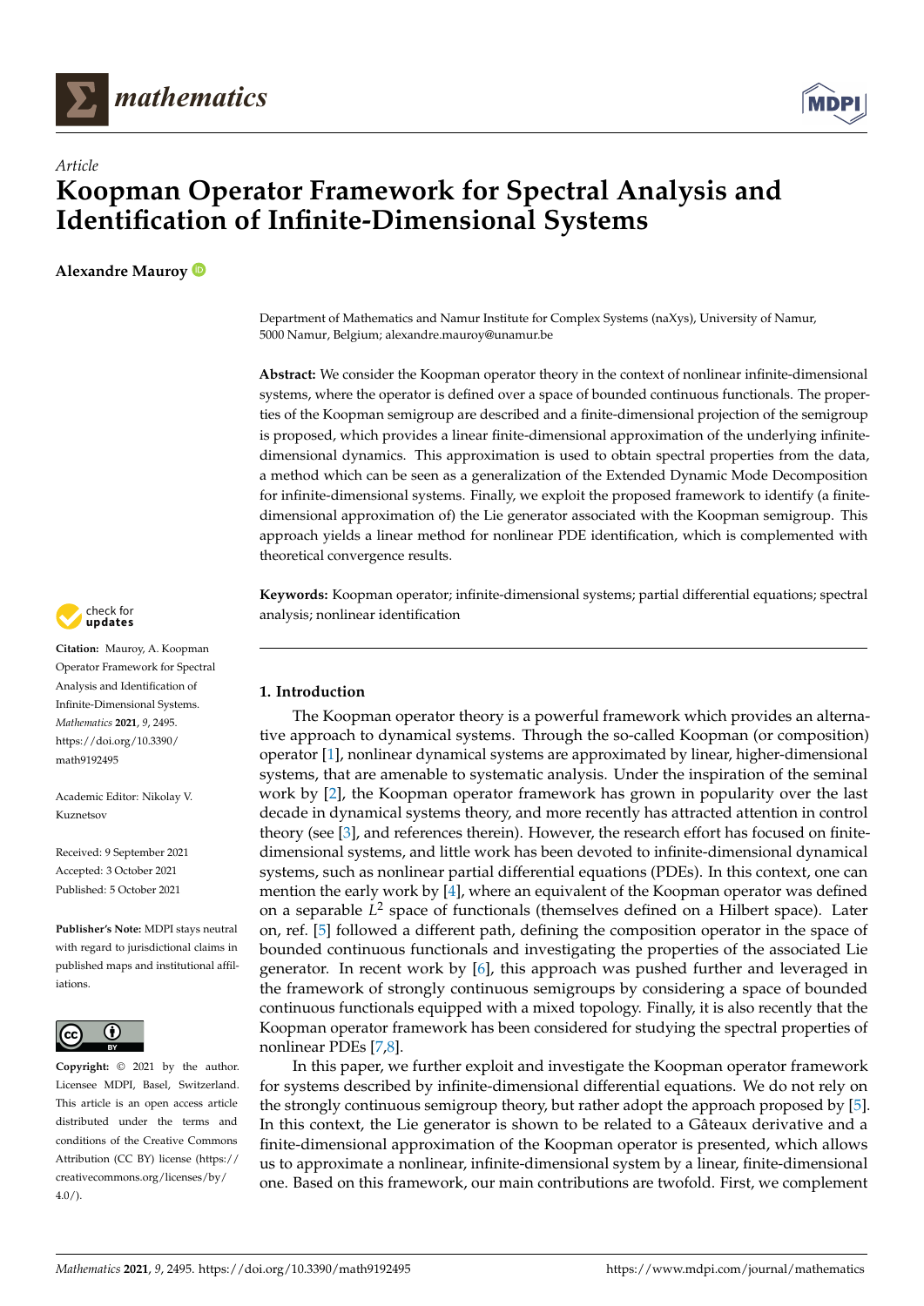*Article*

# Koopman Operator Framework for Spectral Analysis and Identification of Infinite-Dimensional Systems

**Alexandre Mauroy**

Department of Mathematics and Namur Institute for Complex Systems (naXys), University of Namur, 5000 Namur, Belgium; alexandre.mauroy@unamur.be

**Abstract:** We consider the Koopman operator theory in the context of nonlinear infinite-dimensional systems, where the operator is defined over a space of bounded continuous functionals. The properties of the Koopman semigroup are described and a finite-dimensional projection of the semigroup is proposed, which provides a linear finite-dimensional approximation of the underlying infinite-dimensional dynamics. This approximation is used to obtain spectral properties from the data, a method which can be seen as a generalization of the Extended Dynamic Mode Decomposition for infinite-dimensional systems. Finally, we exploit the proposed framework to identify (a finite-dimensional approximation of) the Lie generator associated with the Koopman semigroup. This approach yields a linear method for nonlinear PDE identification, which is complemented with theoretical convergence results.

**Keywords:** Koopman operator; infinite-dimensional systems; partial differential equations; spectral analysis; nonlinear identification

**Citation:** Mauroy, A. Koopman Operator Framework for Spectral Analysis and Identification of Infinite-Dimensional Systems. *Mathematics* **2021**, *9*, 2495. https://doi.org/10.3390/math9192495

Academic Editor: Nikolay V. Kuznetsov

Received: 9 September 2021
Accepted: 3 October 2021
Published: 5 October 2021

**Publisher's Note:** MDPI stays neutral with regard to jurisdictional claims in published maps and institutional affiliations.

**Copyright:** © 2021 by the author. Licensee MDPI, Basel, Switzerland. This article is an open access article distributed under the terms and conditions of the Creative Commons Attribution (CC BY) license (https://creativecommons.org/licenses/by/4.0/).

## 1. Introduction

The Koopman operator theory is a powerful framework which provides an alternative approach to dynamical systems. Through the so-called Koopman (or composition) operator [1], nonlinear dynamical systems are approximated by linear, higher-dimensional systems, that are amenable to systematic analysis. Under the inspiration of the seminal work by [2], the Koopman operator framework has grown in popularity over the last decade in dynamical systems theory, and more recently has attracted attention in control theory (see [3], and references therein). However, the research effort has focused on finite-dimensional systems, and little work has been devoted to infinite-dimensional dynamical systems, such as nonlinear partial differential equations (PDEs). In this context, one can mention the early work by [4], where an equivalent of the Koopman operator was defined on a separable $L^2$ space of functionals (themselves defined on a Hilbert space). Later on, ref. [5] followed a different path, defining the composition operator in the space of bounded continuous functionals and investigating the properties of the associated Lie generator. In recent work by [6], this approach was pushed further and leveraged in the framework of strongly continuous semigroups by considering a space of bounded continuous functionals equipped with a mixed topology. Finally, it is also recently that the Koopman operator framework has been considered for studying the spectral properties of nonlinear PDEs [7,8].

In this paper, we further exploit and investigate the Koopman operator framework for systems described by infinite-dimensional differential equations. We do not rely on the strongly continuous semigroup theory, but rather adopt the approach proposed by [5]. In this context, the Lie generator is shown to be related to a Gâteaux derivative and a finite-dimensional approximation of the Koopman operator is presented, which allows us to approximate a nonlinear, infinite-dimensional system by a linear, finite-dimensional one. Based on this framework, our main contributions are twofold. First, we complement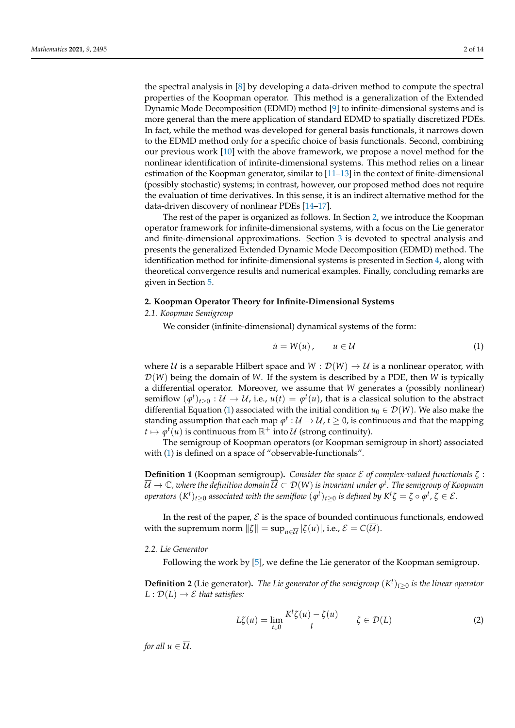the spectral analysis in [8] by developing a data-driven method to compute the spectral properties of the Koopman operator. This method is a generalization of the Extended Dynamic Mode Decomposition (EDMD) method [9] to infinite-dimensional systems and is more general than the mere application of standard EDMD to spatially discretized PDEs. In fact, while the method was developed for general basis functionals, it narrows down to the EDMD method only for a specific choice of basis functionals. Second, combining our previous work [10] with the above framework, we propose a novel method for the nonlinear identification of infinite-dimensional systems. This method relies on a linear estimation of the Koopman generator, similar to [11–13] in the context of finite-dimensional (possibly stochastic) systems; in contrast, however, our proposed method does not require the evaluation of time derivatives. In this sense, it is an indirect alternative method for the data-driven discovery of nonlinear PDEs [14–17].

The rest of the paper is organized as follows. In Section 2, we introduce the Koopman operator framework for infinite-dimensional systems, with a focus on the Lie generator and finite-dimensional approximations. Section 3 is devoted to spectral analysis and presents the generalized Extended Dynamic Mode Decomposition (EDMD) method. The identification method for infinite-dimensional systems is presented in Section 4, along with theoretical convergence results and numerical examples. Finally, concluding remarks are given in Section 5.

## 2. Koopman Operator Theory for Infinite-Dimensional Systems

### 2.1. Koopman Semigroup

We consider (infinite-dimensional) dynamical systems of the form:

$$\dot{u} = W(u)\,, \qquad u \in \mathcal{U} \tag{1}$$

where $\mathcal{U}$ is a separable Hilbert space and $W : \mathcal{D}(W) \to \mathcal{U}$ is a nonlinear operator, with $\mathcal{D}(W)$ being the domain of $W$. If the system is described by a PDE, then $W$ is typically a differential operator. Moreover, we assume that $W$ generates a (possibly nonlinear) semiflow $(\varphi^t)_{t\geq 0} : \mathcal{U} \to \mathcal{U}$, i.e., $u(t) = \varphi^t(u)$, that is a classical solution to the abstract differential Equation (1) associated with the initial condition $u_0 \in \mathcal{D}(W)$. We also make the standing assumption that each map $\varphi^t : \mathcal{U} \to \mathcal{U}$, $t \geq 0$, is continuous and that the mapping $t \mapsto \varphi^t(u)$ is continuous from $\mathbb{R}^+$ into $\mathcal{U}$ (strong continuity).

The semigroup of Koopman operators (or Koopman semigroup in short) associated with (1) is defined on a space of "observable-functionals".

**Definition 1** (Koopman semigroup)**.** *Consider the space $\mathcal{E}$ of complex-valued functionals $\zeta : \overline{\mathcal{U}} \to \mathbb{C}$, where the definition domain $\overline{\mathcal{U}} \subset \mathcal{D}(W)$ is invariant under $\varphi^t$. The semigroup of Koopman operators $(K^t)_{t\geq 0}$ associated with the semiflow $(\varphi^t)_{t\geq 0}$ is defined by $K^t\zeta = \zeta \circ \varphi^t$, $\zeta \in \mathcal{E}$.*

In the rest of the paper, $\mathcal{E}$ is the space of bounded continuous functionals, endowed with the supremum norm $\|\zeta\| = \sup_{u\in\overline{\mathcal{U}}} |\zeta(u)|$, i.e., $\mathcal{E} = C(\overline{\mathcal{U}})$.

### 2.2. Lie Generator

Following the work by [5], we define the Lie generator of the Koopman semigroup.

**Definition 2** (Lie generator)**.** *The Lie generator of the semigroup $(K^t)_{t\geq 0}$ is the linear operator $L : \mathcal{D}(L) \to \mathcal{E}$ that satisfies:*

$$L\zeta(u) = \lim_{t\downarrow 0} \frac{K^t\zeta(u) - \zeta(u)}{t} \qquad \zeta \in \mathcal{D}(L) \tag{2}$$

*for all $u \in \overline{\mathcal{U}}$.*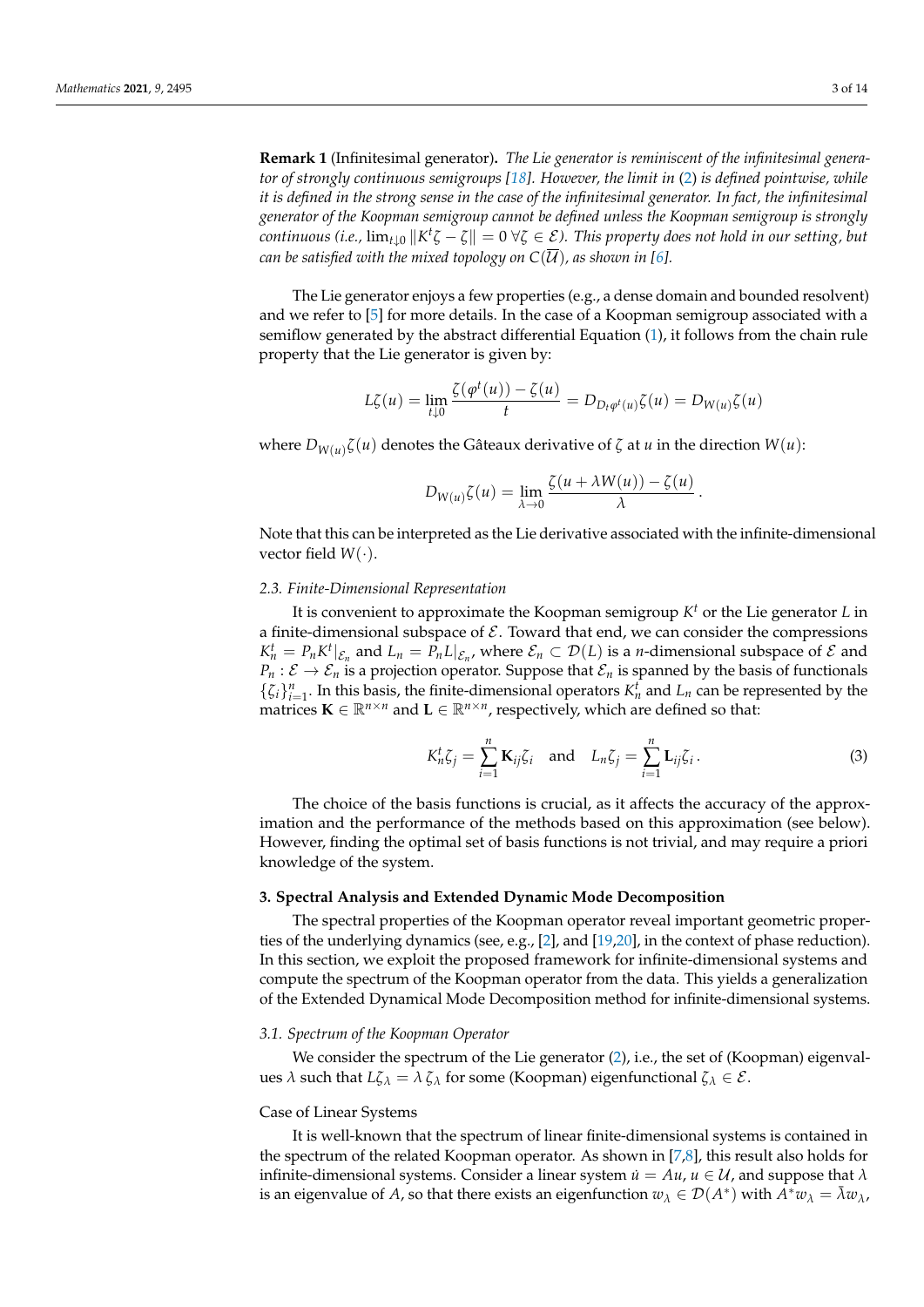**Remark 1** (Infinitesimal generator)**.** *The Lie generator is reminiscent of the infinitesimal generator of strongly continuous semigroups [18]. However, the limit in (2) is defined pointwise, while it is defined in the strong sense in the case of the infinitesimal generator. In fact, the infinitesimal generator of the Koopman semigroup cannot be defined unless the Koopman semigroup is strongly continuous (i.e.,* $\lim_{t\downarrow 0} \|K^t\zeta - \zeta\| = 0 \; \forall \zeta \in \mathcal{E}$*). This property does not hold in our setting, but can be satisfied with the mixed topology on* $C(\overline{\mathcal{U}})$*, as shown in [6].*

The Lie generator enjoys a few properties (e.g., a dense domain and bounded resolvent) and we refer to [5] for more details. In the case of a Koopman semigroup associated with a semiflow generated by the abstract differential Equation (1), it follows from the chain rule property that the Lie generator is given by:

$$L\zeta(u) = \lim_{t\downarrow 0} \frac{\zeta(\varphi^t(u)) - \zeta(u)}{t} = D_{D_t\varphi^t(u)}\zeta(u) = D_{W(u)}\zeta(u)$$

where $D_{W(u)}\zeta(u)$ denotes the Gâteaux derivative of $\zeta$ at $u$ in the direction $W(u)$:

$$D_{W(u)}\zeta(u) = \lim_{\lambda \to 0} \frac{\zeta(u + \lambda W(u)) - \zeta(u)}{\lambda}.$$

Note that this can be interpreted as the Lie derivative associated with the infinite-dimensional vector field $W(\cdot)$.

### 2.3. Finite-Dimensional Representation

It is convenient to approximate the Koopman semigroup $K^t$ or the Lie generator $L$ in a finite-dimensional subspace of $\mathcal{E}$. Toward that end, we can consider the compressions $K_n^t = P_n K^t|_{\mathcal{E}_n}$ and $L_n = P_n L|_{\mathcal{E}_n}$, where $\mathcal{E}_n \subset \mathcal{D}(L)$ is a $n$-dimensional subspace of $\mathcal{E}$ and $P_n : \mathcal{E} \to \mathcal{E}_n$ is a projection operator. Suppose that $\mathcal{E}_n$ is spanned by the basis of functionals $\{\zeta_i\}_{i=1}^n$. In this basis, the finite-dimensional operators $K_n^t$ and $L_n$ can be represented by the matrices $\mathbf{K} \in \mathbb{R}^{n\times n}$ and $\mathbf{L} \in \mathbb{R}^{n\times n}$, respectively, which are defined so that:

$$K_n^t \zeta_j = \sum_{i=1}^n \mathbf{K}_{ij}\zeta_i \quad \text{and} \quad L_n \zeta_j = \sum_{i=1}^n \mathbf{L}_{ij}\zeta_i. \tag{3}$$

The choice of the basis functions is crucial, as it affects the accuracy of the approximation and the performance of the methods based on this approximation (see below). However, finding the optimal set of basis functions is not trivial, and may require a priori knowledge of the system.

## 3. Spectral Analysis and Extended Dynamic Mode Decomposition

The spectral properties of the Koopman operator reveal important geometric properties of the underlying dynamics (see, e.g., [2], and [19,20], in the context of phase reduction). In this section, we exploit the proposed framework for infinite-dimensional systems and compute the spectrum of the Koopman operator from the data. This yields a generalization of the Extended Dynamical Mode Decomposition method for infinite-dimensional systems.

### 3.1. Spectrum of the Koopman Operator

We consider the spectrum of the Lie generator (2), i.e., the set of (Koopman) eigenvalues $\lambda$ such that $L\zeta_\lambda = \lambda\, \zeta_\lambda$ for some (Koopman) eigenfunctional $\zeta_\lambda \in \mathcal{E}$.

Case of Linear Systems

It is well-known that the spectrum of linear finite-dimensional systems is contained in the spectrum of the related Koopman operator. As shown in [7,8], this result also holds for infinite-dimensional systems. Consider a linear system $\dot{u} = Au$, $u \in \mathcal{U}$, and suppose that $\lambda$ is an eigenvalue of $A$, so that there exists an eigenfunction $w_\lambda \in \mathcal{D}(A^*)$ with $A^* w_\lambda = \bar{\lambda} w_\lambda$,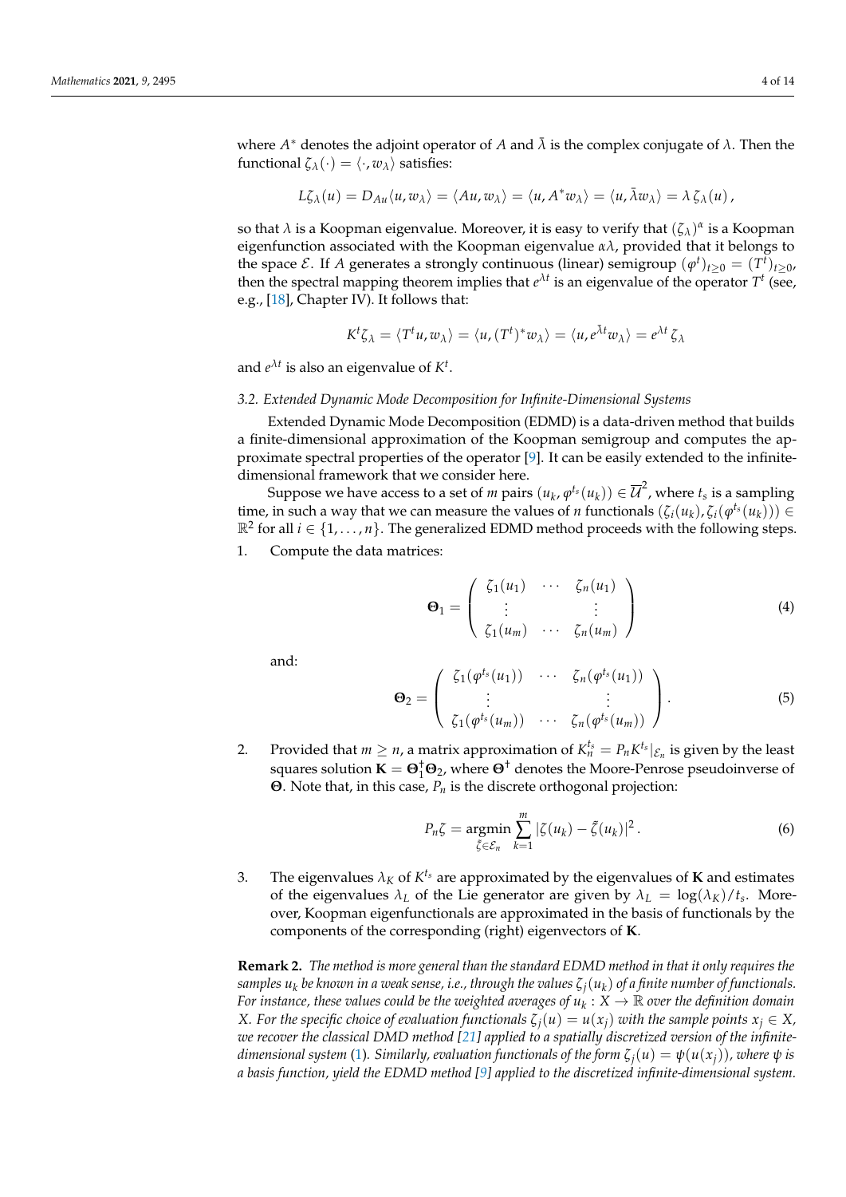where $A^*$ denotes the adjoint operator of $A$ and $\bar{\lambda}$ is the complex conjugate of $\lambda$. Then the functional $\zeta_\lambda(\cdot) = \langle \cdot, w_\lambda \rangle$ satisfies:

$$L\zeta_\lambda(u) = D_{Au}\langle u, w_\lambda \rangle = \langle Au, w_\lambda \rangle = \langle u, A^* w_\lambda \rangle = \langle u, \bar{\lambda} w_\lambda \rangle = \lambda \, \zeta_\lambda(u) \,,$$

so that $\lambda$ is a Koopman eigenvalue. Moreover, it is easy to verify that $(\zeta_\lambda)^\alpha$ is a Koopman eigenfunction associated with the Koopman eigenvalue $\alpha\lambda$, provided that it belongs to the space $\mathcal{E}$. If $A$ generates a strongly continuous (linear) semigroup $(\varphi^t)_{t \geq 0} = (T^t)_{t \geq 0}$, then the spectral mapping theorem implies that $e^{\lambda t}$ is an eigenvalue of the operator $T^t$ (see, e.g., [18], Chapter IV). It follows that:

$$K^t \zeta_\lambda = \langle T^t u, w_\lambda \rangle = \langle u, (T^t)^* w_\lambda \rangle = \langle u, e^{\bar{\lambda} t} w_\lambda \rangle = e^{\lambda t} \, \zeta_\lambda$$

and $e^{\lambda t}$ is also an eigenvalue of $K^t$.

### *3.2. Extended Dynamic Mode Decomposition for Infinite-Dimensional Systems*

Extended Dynamic Mode Decomposition (EDMD) is a data-driven method that builds a finite-dimensional approximation of the Koopman semigroup and computes the approximate spectral properties of the operator [9]. It can be easily extended to the infinite-dimensional framework that we consider here.

Suppose we have access to a set of $m$ pairs $(u_k, \varphi^{t_s}(u_k)) \in \overline{\mathcal{U}}^2$, where $t_s$ is a sampling time, in such a way that we can measure the values of $n$ functionals $(\zeta_i(u_k), \zeta_i(\varphi^{t_s}(u_k))) \in \mathbb{R}^2$ for all $i \in \{1, \ldots, n\}$. The generalized EDMD method proceeds with the following steps.

1. Compute the data matrices:

$$\mathbf{\Theta}_1 = \begin{pmatrix} \zeta_1(u_1) & \cdots & \zeta_n(u_1) \\ \vdots & & \vdots \\ \zeta_1(u_m) & \cdots & \zeta_n(u_m) \end{pmatrix} \tag{4}$$

   and:

$$\mathbf{\Theta}_2 = \begin{pmatrix} \zeta_1(\varphi^{t_s}(u_1)) & \cdots & \zeta_n(\varphi^{t_s}(u_1)) \\ \vdots & & \vdots \\ \zeta_1(\varphi^{t_s}(u_m)) & \cdots & \zeta_n(\varphi^{t_s}(u_m)) \end{pmatrix}. \tag{5}$$

2. Provided that $m \geq n$, a matrix approximation of $K_n^{t_s} = P_n K^{t_s}|_{\mathcal{E}_n}$ is given by the least squares solution $\mathbf{K} = \mathbf{\Theta}_1^\dagger \mathbf{\Theta}_2$, where $\mathbf{\Theta}^\dagger$ denotes the Moore-Penrose pseudoinverse of $\mathbf{\Theta}$. Note that, in this case, $P_n$ is the discrete orthogonal projection:

$$P_n \zeta = \underset{\tilde{\zeta} \in \mathcal{E}_n}{\operatorname{argmin}} \sum_{k=1}^{m} |\zeta(u_k) - \tilde{\zeta}(u_k)|^2 \,. \tag{6}$$

3. The eigenvalues $\lambda_K$ of $K^{t_s}$ are approximated by the eigenvalues of $\mathbf{K}$ and estimates of the eigenvalues $\lambda_L$ of the Lie generator are given by $\lambda_L = \log(\lambda_K)/t_s$. Moreover, Koopman eigenfunctionals are approximated in the basis of functionals by the components of the corresponding (right) eigenvectors of $\mathbf{K}$.

**Remark 2.** *The method is more general than the standard EDMD method in that it only requires the samples $u_k$ be known in a weak sense, i.e., through the values $\zeta_j(u_k)$ of a finite number of functionals. For instance, these values could be the weighted averages of $u_k : X \to \mathbb{R}$ over the definition domain $X$. For the specific choice of evaluation functionals $\zeta_j(u) = u(x_j)$ with the sample points $x_j \in X$, we recover the classical DMD method [21] applied to a spatially discretized version of the infinite-dimensional system (1). Similarly, evaluation functionals of the form $\zeta_j(u) = \psi(u(x_j))$, where $\psi$ is a basis function, yield the EDMD method [9] applied to the discretized infinite-dimensional system.*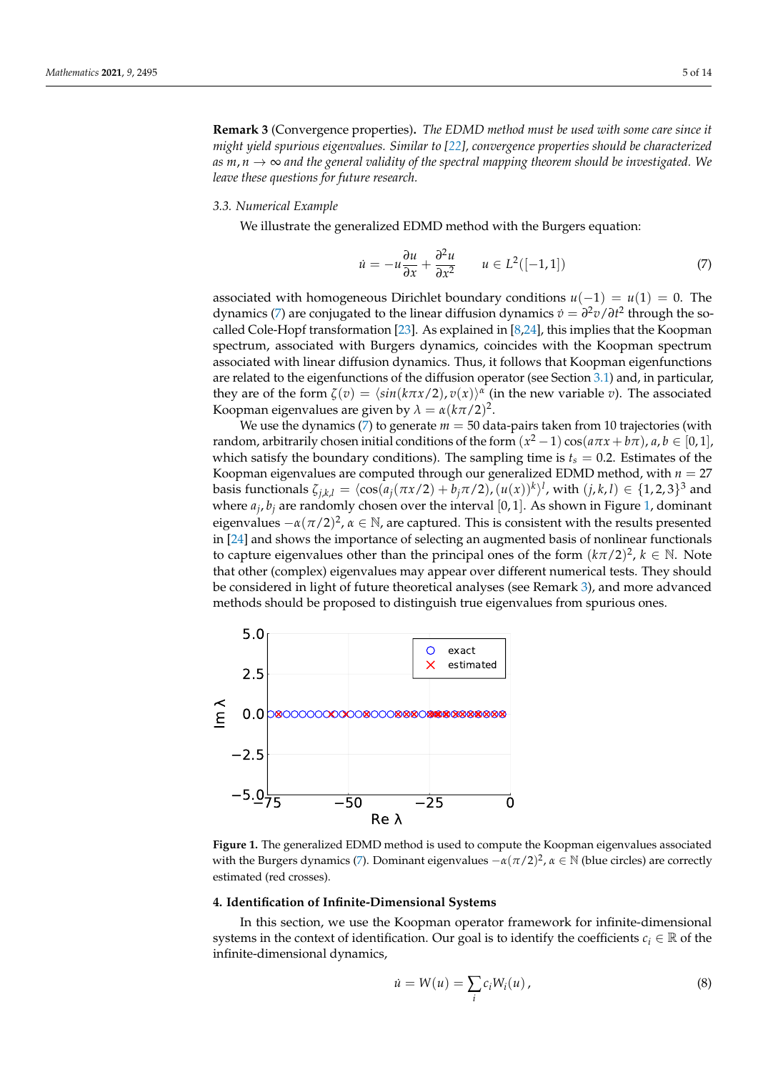**Remark 3** (Convergence properties)**.** *The EDMD method must be used with some care since it might yield spurious eigenvalues. Similar to [22], convergence properties should be characterized as $m, n \to \infty$ and the general validity of the spectral mapping theorem should be investigated. We leave these questions for future research.*

*3.3. Numerical Example*

We illustrate the generalized EDMD method with the Burgers equation:

$$\dot{u} = -u\frac{\partial u}{\partial x} + \frac{\partial^2 u}{\partial x^2} \qquad u \in L^2([-1,1]) \tag{7}$$

associated with homogeneous Dirichlet boundary conditions $u(-1) = u(1) = 0$. The dynamics (7) are conjugated to the linear diffusion dynamics $\dot{v} = \partial^2 v / \partial t^2$ through the so-called Cole-Hopf transformation [23]. As explained in [8,24], this implies that the Koopman spectrum, associated with Burgers dynamics, coincides with the Koopman spectrum associated with linear diffusion dynamics. Thus, it follows that Koopman eigenfunctions are related to the eigenfunctions of the diffusion operator (see Section 3.1) and, in particular, they are of the form $\zeta(v) = \langle sin(k\pi x/2), v(x)\rangle^\alpha$ (in the new variable $v$). The associated Koopman eigenvalues are given by $\lambda = \alpha(k\pi/2)^2$.

We use the dynamics (7) to generate $m = 50$ data-pairs taken from 10 trajectories (with random, arbitrarily chosen initial conditions of the form $(x^2-1)\cos(a\pi x + b\pi)$, $a, b \in [0,1]$, which satisfy the boundary conditions). The sampling time is $t_s = 0.2$. Estimates of the Koopman eigenvalues are computed through our generalized EDMD method, with $n = 27$ basis functionals $\zeta_{j,k,l} = \langle \cos(a_j(\pi x/2) + b_j\pi/2), (u(x))^k\rangle^l$, with $(j,k,l) \in \{1,2,3\}^3$ and where $a_j, b_j$ are randomly chosen over the interval $[0,1]$. As shown in Figure 1, dominant eigenvalues $-\alpha(\pi/2)^2$, $\alpha \in \mathbb{N}$, are captured. This is consistent with the results presented in [24] and shows the importance of selecting an augmented basis of nonlinear functionals to capture eigenvalues other than the principal ones of the form $(k\pi/2)^2$, $k \in \mathbb{N}$. Note that other (complex) eigenvalues may appear over different numerical tests. They should be considered in light of future theoretical analyses (see Remark 3), and more advanced methods should be proposed to distinguish true eigenvalues from spurious ones.

**Figure 1.** The generalized EDMD method is used to compute the Koopman eigenvalues associated with the Burgers dynamics (7). Dominant eigenvalues $-\alpha(\pi/2)^2$, $\alpha \in \mathbb{N}$ (blue circles) are correctly estimated (red crosses).

## 4. Identification of Infinite-Dimensional Systems

In this section, we use the Koopman operator framework for infinite-dimensional systems in the context of identification. Our goal is to identify the coefficients $c_i \in \mathbb{R}$ of the infinite-dimensional dynamics,

$$\dot{u} = W(u) = \sum_i c_i W_i(u)\,, \tag{8}$$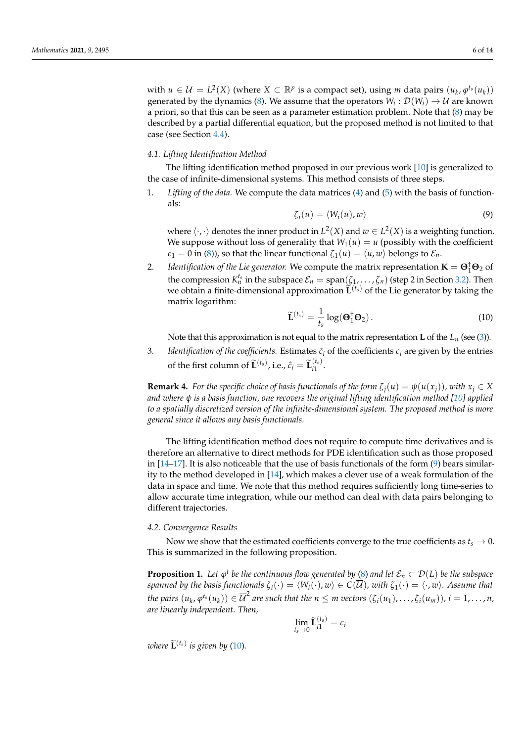with $u \in \mathcal{U} = L^2(X)$ (where $X \subset \mathbb{R}^p$ is a compact set), using $m$ data pairs $(u_k, \varphi^{t_s}(u_k))$ generated by the dynamics (8). We assume that the operators $W_i : \mathcal{D}(W_i) \to \mathcal{U}$ are known a priori, so that this can be seen as a parameter estimation problem. Note that (8) may be described by a partial differential equation, but the proposed method is not limited to that case (see Section 4.4).

### 4.1. Lifting Identification Method

The lifting identification method proposed in our previous work [10] is generalized to the case of infinite-dimensional systems. This method consists of three steps.

1. *Lifting of the data.* We compute the data matrices (4) and (5) with the basis of functionals:
$$\zeta_i(u) = \langle W_i(u), w \rangle \tag{9}$$
where $\langle \cdot, \cdot \rangle$ denotes the inner product in $L^2(X)$ and $w \in L^2(X)$ is a weighting function. We suppose without loss of generality that $W_1(u) = u$ (possibly with the coefficient $c_1 = 0$ in (8)), so that the linear functional $\zeta_1(u) = \langle u, w \rangle$ belongs to $\mathcal{E}_n$.
2. *Identification of the Lie generator.* We compute the matrix representation $\mathbf{K} = \mathbf{\Theta}_1^\dagger \mathbf{\Theta}_2$ of the compression $K_n^{t_s}$ in the subspace $\mathcal{E}_n = \text{span}(\zeta_1, \ldots, \zeta_n)$ (step 2 in Section 3.2). Then we obtain a finite-dimensional approximation $\widetilde{\mathbf{L}}^{(t_s)}$ of the Lie generator by taking the matrix logarithm:
$$\widetilde{\mathbf{L}}^{(t_s)} = \frac{1}{t_s} \log(\mathbf{\Theta}_1^\dagger \mathbf{\Theta}_2)\,. \tag{10}$$
Note that this approximation is not equal to the matrix representation $\mathbf{L}$ of the $L_n$ (see (3)).
3. *Identification of the coefficients.* Estimates $\hat{c}_i$ of the coefficients $c_i$ are given by the entries of the first column of $\widetilde{\mathbf{L}}^{(t_s)}$, i.e., $\hat{c}_i = \widetilde{\mathbf{L}}_{i1}^{(t_s)}$.

**Remark 4.** *For the specific choice of basis functionals of the form $\zeta_j(u) = \psi(u(x_j))$, with $x_j \in X$ and where $\psi$ is a basis function, one recovers the original lifting identification method [10] applied to a spatially discretized version of the infinite-dimensional system. The proposed method is more general since it allows any basis functionals.*

The lifting identification method does not require to compute time derivatives and is therefore an alternative to direct methods for PDE identification such as those proposed in [14–17]. It is also noticeable that the use of basis functionals of the form (9) bears similarity to the method developed in [14], which makes a clever use of a weak formulation of the data in space and time. We note that this method requires sufficiently long time-series to allow accurate time integration, while our method can deal with data pairs belonging to different trajectories.

### 4.2. Convergence Results

Now we show that the estimated coefficients converge to the true coefficients as $t_s \to 0$. This is summarized in the following proposition.

**Proposition 1.** *Let $\varphi^t$ be the continuous flow generated by (8) and let $\mathcal{E}_n \subset \mathcal{D}(L)$ be the subspace spanned by the basis functionals $\zeta_i(\cdot) = \langle W_i(\cdot), w \rangle \in C(\overline{\mathcal{U}})$, with $\zeta_1(\cdot) = \langle \cdot, w \rangle$. Assume that the pairs $(u_k, \varphi^{t_s}(u_k)) \in \overline{\mathcal{U}}^2$ are such that the $n \leq m$ vectors $(\zeta_i(u_1), \ldots, \zeta_i(u_m))$, $i = 1, \ldots, n$, are linearly independent. Then,*
$$\lim_{t_s \to 0} \widetilde{\mathbf{L}}_{i1}^{(t_s)} = c_i$$
*where $\widetilde{\mathbf{L}}^{(t_s)}$ is given by (10).*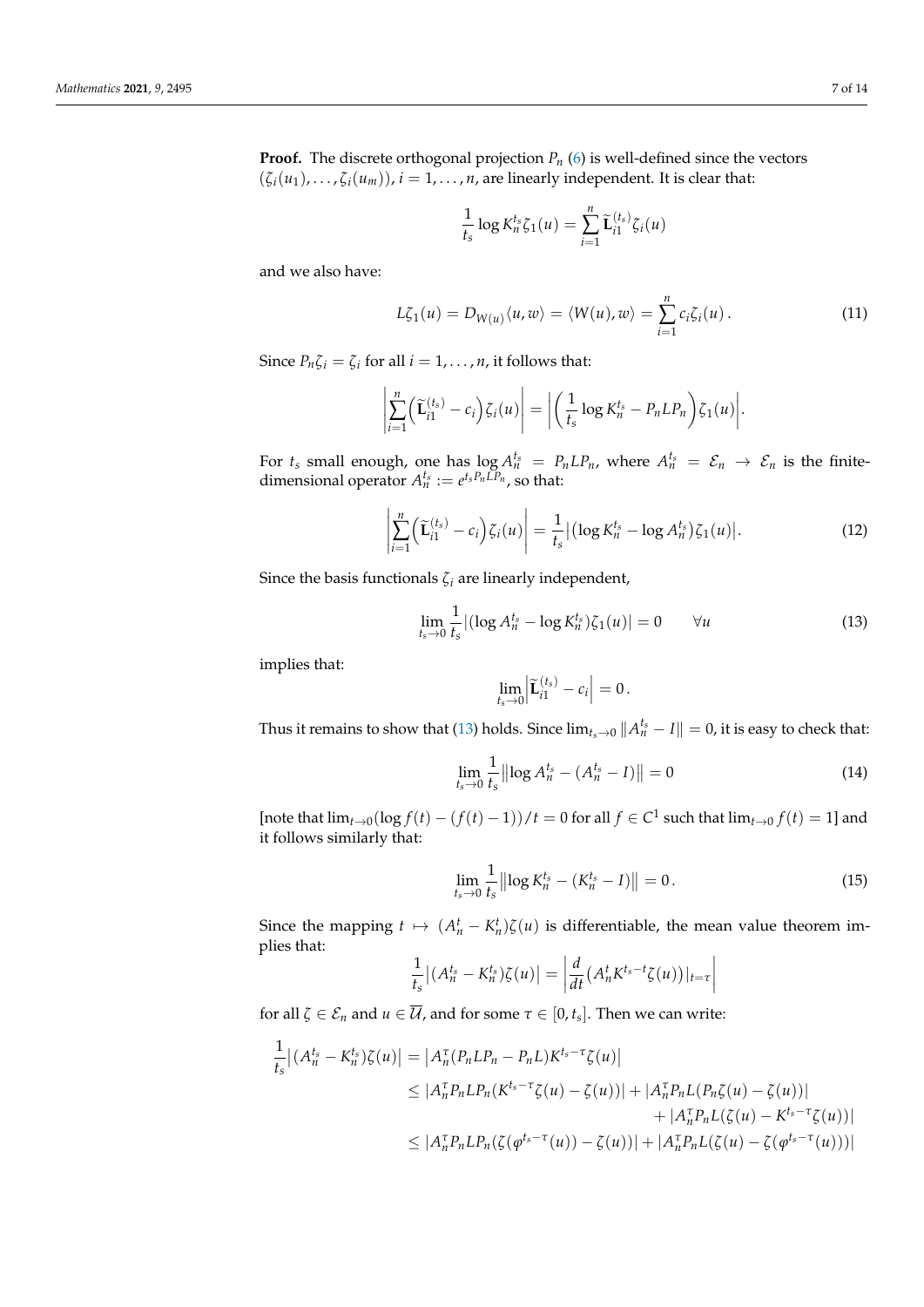**Proof.** The discrete orthogonal projection $P_n$ (6) is well-defined since the vectors $(\zeta_i(u_1), \ldots, \zeta_i(u_m))$, $i = 1, \ldots, n$, are linearly independent. It is clear that:

$$\frac{1}{t_s} \log K_n^{t_s} \zeta_1(u) = \sum_{i=1}^{n} \widetilde{\mathbf{L}}_{i1}^{(t_s)} \zeta_i(u)$$

and we also have:

$$L\zeta_1(u) = D_{W(u)}\langle u, w\rangle = \langle W(u), w\rangle = \sum_{i=1}^{n} c_i \zeta_i(u)\,. \tag{11}$$

Since $P_n \zeta_i = \zeta_i$ for all $i = 1, \ldots, n$, it follows that:

$$\left| \sum_{i=1}^{n} \Big( \widetilde{\mathbf{L}}_{i1}^{(t_s)} - c_i \Big) \zeta_i(u) \right| = \left| \Big( \frac{1}{t_s} \log K_n^{t_s} - P_n L P_n \Big) \zeta_1(u) \right|.$$

For $t_s$ small enough, one has $\log A_n^{t_s} = P_n L P_n$, where $A_n^{t_s} = \mathcal{E}_n \to \mathcal{E}_n$ is the finite-dimensional operator $A_n^{t_s} := e^{t_s P_n L P_n}$, so that:

$$\left| \sum_{i=1}^{n} \Big( \widetilde{\mathbf{L}}_{i1}^{(t_s)} - c_i \Big) \zeta_i(u) \right| = \frac{1}{t_s} \big| \big( \log K_n^{t_s} - \log A_n^{t_s} \big) \zeta_1(u) \big|. \tag{12}$$

Since the basis functionals $\zeta_i$ are linearly independent,

$$\lim_{t_s \to 0} \frac{1}{t_s} |(\log A_n^{t_s} - \log K_n^{t_s}) \zeta_1(u)| = 0 \qquad \forall u \tag{13}$$

implies that:

$$\lim_{t_s \to 0} \Big| \widetilde{\mathbf{L}}_{i1}^{(t_s)} - c_i \Big| = 0\,.$$

Thus it remains to show that (13) holds. Since $\lim_{t_s \to 0} \|A_n^{t_s} - I\| = 0$, it is easy to check that:

$$\lim_{t_s \to 0} \frac{1}{t_s} \big\| \log A_n^{t_s} - (A_n^{t_s} - I) \big\| = 0 \tag{14}$$

[note that $\lim_{t \to 0} (\log f(t) - (f(t) - 1))/t = 0$ for all $f \in C^1$ such that $\lim_{t \to 0} f(t) = 1$] and it follows similarly that:

$$\lim_{t_s \to 0} \frac{1}{t_s} \big\| \log K_n^{t_s} - (K_n^{t_s} - I) \big\| = 0\,. \tag{15}$$

Since the mapping $t \mapsto (A_n^t - K_n^t)\zeta(u)$ is differentiable, the mean value theorem implies that:

$$\frac{1}{t_s} \big| (A_n^{t_s} - K_n^{t_s}) \zeta(u) \big| = \left| \frac{d}{dt} \big( A_n^t K^{t_s - t} \zeta(u) \big)|_{t = \tau} \right|$$

for all $\zeta \in \mathcal{E}_n$ and $u \in \overline{\mathcal{U}}$, and for some $\tau \in [0, t_s]$. Then we can write:

$$\begin{aligned}
\frac{1}{t_s} \big| (A_n^{t_s} - K_n^{t_s}) \zeta(u) \big| &= \big| A_n^{\tau} (P_n L P_n - P_n L) K^{t_s - \tau} \zeta(u) \big| \\
&\leq |A_n^{\tau} P_n L P_n (K^{t_s - \tau} \zeta(u) - \zeta(u))| + |A_n^{\tau} P_n L (P_n \zeta(u) - \zeta(u))| \\
&\qquad + |A_n^{\tau} P_n L (\zeta(u) - K^{t_s - \tau} \zeta(u))| \\
&\leq |A_n^{\tau} P_n L P_n (\zeta(\varphi^{t_s - \tau}(u)) - \zeta(u))| + |A_n^{\tau} P_n L (\zeta(u) - \zeta(\varphi^{t_s - \tau}(u)))|
\end{aligned}$$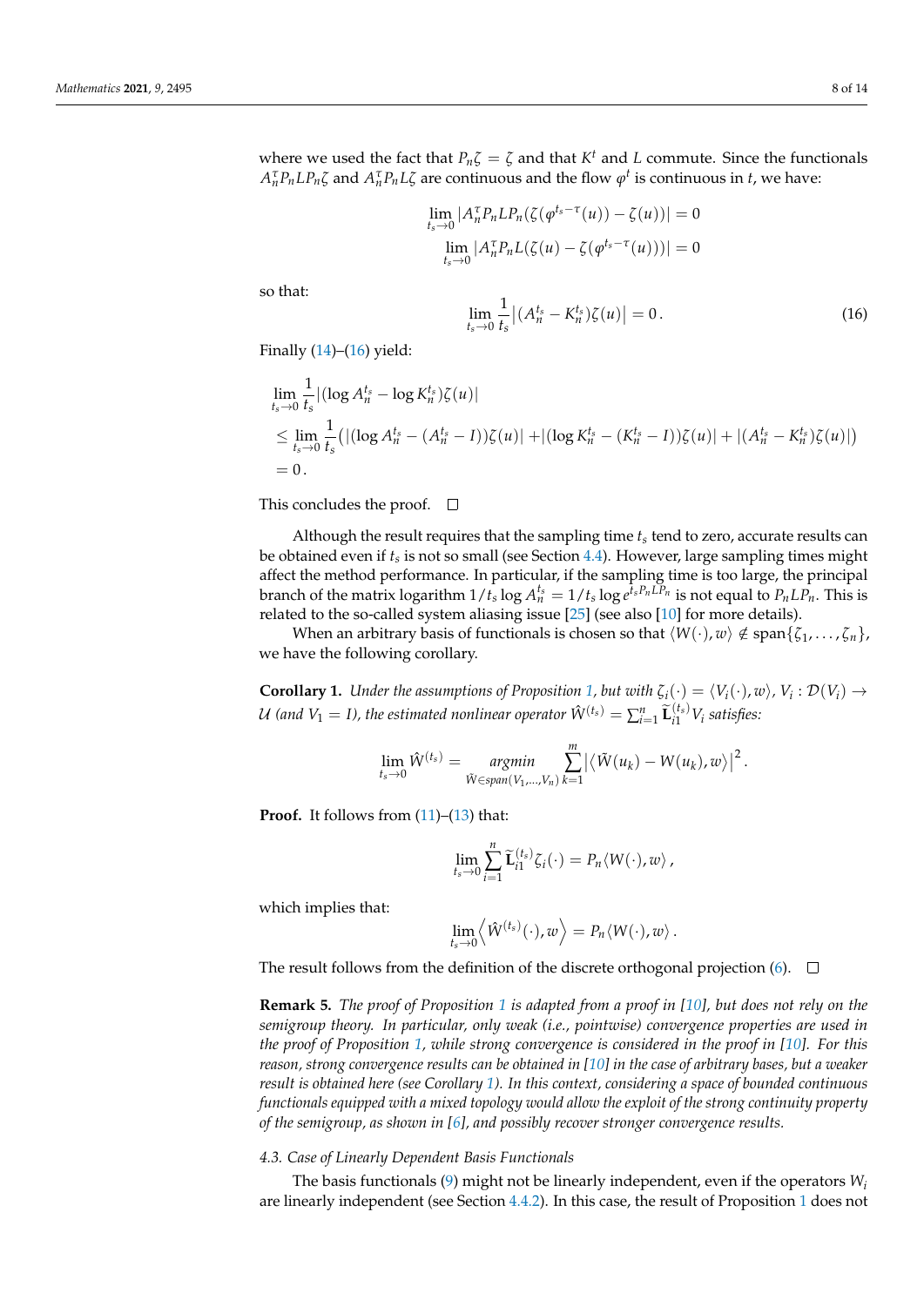where we used the fact that $P_n\zeta = \zeta$ and that $K^t$ and $L$ commute. Since the functionals $A_n^\tau P_n L P_n \zeta$ and $A_n^\tau P_n L \zeta$ are continuous and the flow $\varphi^t$ is continuous in $t$, we have:

$$\lim_{t_s \to 0} |A_n^\tau P_n L P_n (\zeta(\varphi^{t_s - \tau}(u)) - \zeta(u))| = 0$$
$$\lim_{t_s \to 0} |A_n^\tau P_n L (\zeta(u) - \zeta(\varphi^{t_s - \tau}(u)))| = 0$$

so that:

$$\lim_{t_s \to 0} \frac{1}{t_s} \left| (A_n^{t_s} - K_n^{t_s}) \zeta(u) \right| = 0\,. \tag{16}$$

Finally (14)–(16) yield:

$$\begin{aligned}
&\lim_{t_s \to 0} \frac{1}{t_s} |(\log A_n^{t_s} - \log K_n^{t_s}) \zeta(u)| \\
&\leq \lim_{t_s \to 0} \frac{1}{t_s} \big( |(\log A_n^{t_s} - (A_n^{t_s} - I))\zeta(u)| + |(\log K_n^{t_s} - (K_n^{t_s} - I))\zeta(u)| + |(A_n^{t_s} - K_n^{t_s})\zeta(u)| \big) \\
&= 0\,.
\end{aligned}$$

This concludes the proof. □

Although the result requires that the sampling time $t_s$ tend to zero, accurate results can be obtained even if $t_s$ is not so small (see Section 4.4). However, large sampling times might affect the method performance. In particular, if the sampling time is too large, the principal branch of the matrix logarithm $1/t_s \log A_n^{t_s} = 1/t_s \log e^{t_s P_n L P_n}$ is not equal to $P_n L P_n$. This is related to the so-called system aliasing issue [25] (see also [10] for more details).

When an arbitrary basis of functionals is chosen so that $\langle W(\cdot), w \rangle \notin \mathrm{span}\{\zeta_1, \ldots, \zeta_n\}$, we have the following corollary.

**Corollary 1.** *Under the assumptions of Proposition 1, but with $\zeta_i(\cdot) = \langle V_i(\cdot), w \rangle$, $V_i : \mathcal{D}(V_i) \to \mathcal{U}$ (and $V_1 = I$), the estimated nonlinear operator $\hat{W}^{(t_s)} = \sum_{i=1}^n \widetilde{\mathbf{L}}_{i1}^{(t_s)} V_i$ satisfies:*

$$\lim_{t_s \to 0} \hat{W}^{(t_s)} = \underset{\tilde{W} \in span(V_1, \ldots, V_n)}{argmin} \sum_{k=1}^m \left| \langle \tilde{W}(u_k) - W(u_k), w \rangle \right|^2.$$

**Proof.** It follows from (11)–(13) that:

$$\lim_{t_s \to 0} \sum_{i=1}^n \widetilde{\mathbf{L}}_{i1}^{(t_s)} \zeta_i(\cdot) = P_n \langle W(\cdot), w \rangle\,,$$

which implies that:

$$\lim_{t_s \to 0} \left\langle \hat{W}^{(t_s)}(\cdot), w \right\rangle = P_n \langle W(\cdot), w \rangle\,.$$

The result follows from the definition of the discrete orthogonal projection (6). □

**Remark 5.** *The proof of Proposition 1 is adapted from a proof in [10], but does not rely on the semigroup theory. In particular, only weak (i.e., pointwise) convergence properties are used in the proof of Proposition 1, while strong convergence is considered in the proof in [10]. For this reason, strong convergence results can be obtained in [10] in the case of arbitrary bases, but a weaker result is obtained here (see Corollary 1). In this context, considering a space of bounded continuous functionals equipped with a mixed topology would allow the exploit of the strong continuity property of the semigroup, as shown in [6], and possibly recover stronger convergence results.*

### 4.3. Case of Linearly Dependent Basis Functionals

The basis functionals (9) might not be linearly independent, even if the operators $W_i$ are linearly independent (see Section 4.4.2). In this case, the result of Proposition 1 does not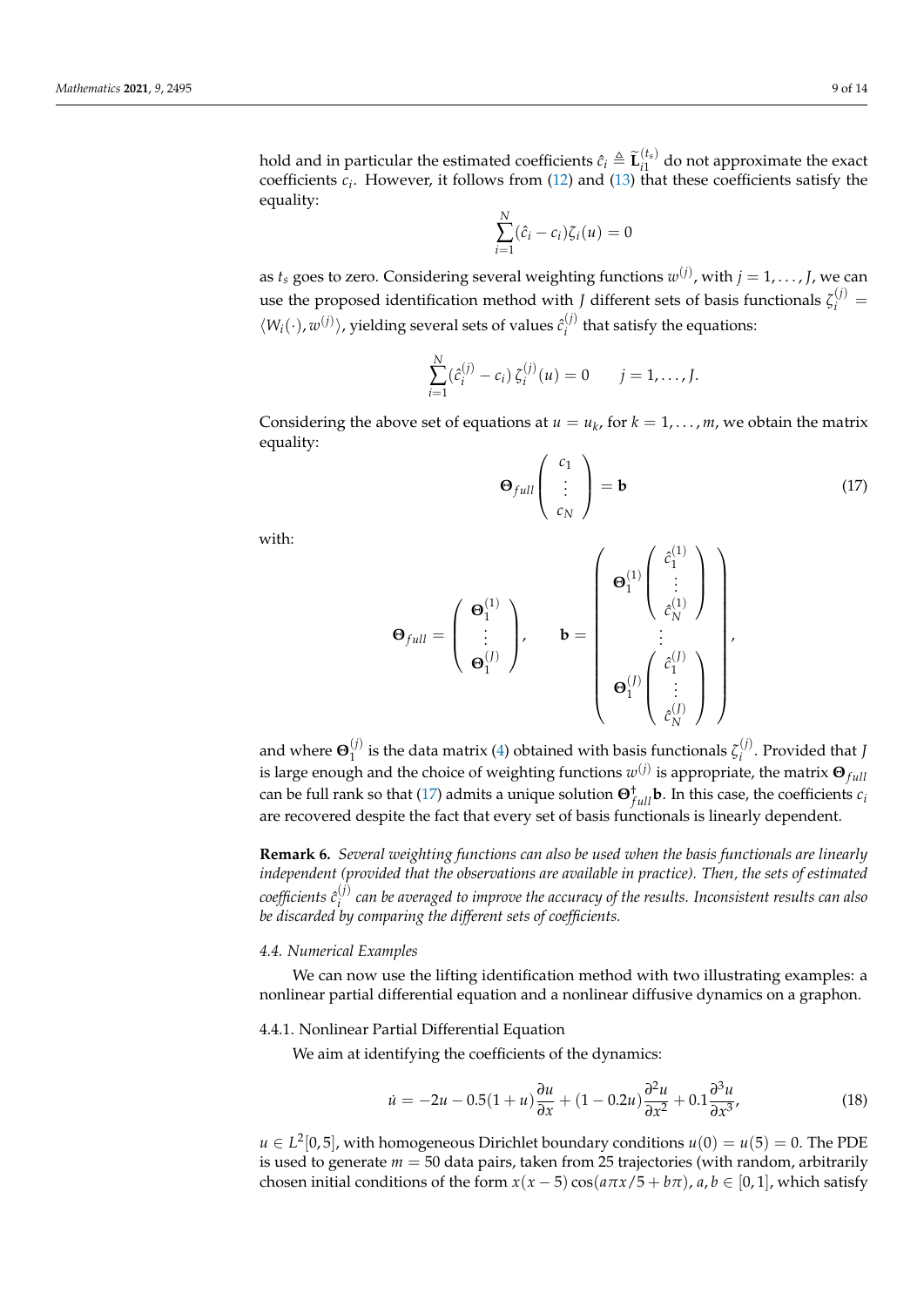hold and in particular the estimated coefficients $\hat{c}_i \triangleq \widetilde{\mathbf{L}}_{i1}^{(t_s)}$ do not approximate the exact coefficients $c_i$. However, it follows from (12) and (13) that these coefficients satisfy the equality:

$$\sum_{i=1}^{N}(\hat{c}_i - c_i)\zeta_i(u) = 0$$

as $t_s$ goes to zero. Considering several weighting functions $w^{(j)}$, with $j = 1, \dots, J$, we can use the proposed identification method with $J$ different sets of basis functionals $\zeta_i^{(j)} = \langle W_i(\cdot), w^{(j)} \rangle$, yielding several sets of values $\hat{c}_i^{(j)}$ that satisfy the equations:

$$\sum_{i=1}^{N}(\hat{c}_i^{(j)} - c_i)\,\zeta_i^{(j)}(u) = 0 \qquad j = 1, \dots, J.$$

Considering the above set of equations at $u = u_k$, for $k = 1, \dots, m$, we obtain the matrix equality:

$$\mathbf{\Theta}_{full} \begin{pmatrix} c_1 \\ \vdots \\ c_N \end{pmatrix} = \mathbf{b} \tag{17}$$

with:

$$\mathbf{\Theta}_{full} = \begin{pmatrix} \mathbf{\Theta}_1^{(1)} \\ \vdots \\ \mathbf{\Theta}_1^{(J)} \end{pmatrix}, \qquad \mathbf{b} = \begin{pmatrix} \mathbf{\Theta}_1^{(1)} \begin{pmatrix} \hat{c}_1^{(1)} \\ \vdots \\ \hat{c}_N^{(1)} \end{pmatrix} \\ \vdots \\ \mathbf{\Theta}_1^{(J)} \begin{pmatrix} \hat{c}_1^{(J)} \\ \vdots \\ \hat{c}_N^{(J)} \end{pmatrix} \end{pmatrix},$$

and where $\mathbf{\Theta}_1^{(j)}$ is the data matrix (4) obtained with basis functionals $\zeta_i^{(j)}$. Provided that $J$ is large enough and the choice of weighting functions $w^{(j)}$ is appropriate, the matrix $\mathbf{\Theta}_{full}$ can be full rank so that (17) admits a unique solution $\mathbf{\Theta}_{full}^{\dagger}\mathbf{b}$. In this case, the coefficients $c_i$ are recovered despite the fact that every set of basis functionals is linearly dependent.

**Remark 6.** *Several weighting functions can also be used when the basis functionals are linearly independent (provided that the observations are available in practice). Then, the sets of estimated coefficients $\hat{c}_i^{(j)}$ can be averaged to improve the accuracy of the results. Inconsistent results can also be discarded by comparing the different sets of coefficients.*

### 4.4. Numerical Examples

We can now use the lifting identification method with two illustrating examples: a nonlinear partial differential equation and a nonlinear diffusive dynamics on a graphon.

#### 4.4.1. Nonlinear Partial Differential Equation

We aim at identifying the coefficients of the dynamics:

$$\dot{u} = -2u - 0.5(1+u)\frac{\partial u}{\partial x} + (1 - 0.2u)\frac{\partial^2 u}{\partial x^2} + 0.1\frac{\partial^3 u}{\partial x^3}, \tag{18}$$

$u \in L^2[0,5]$, with homogeneous Dirichlet boundary conditions $u(0) = u(5) = 0$. The PDE is used to generate $m = 50$ data pairs, taken from 25 trajectories (with random, arbitrarily chosen initial conditions of the form $x(x-5)\cos(a\pi x/5 + b\pi)$, $a, b \in [0,1]$, which satisfy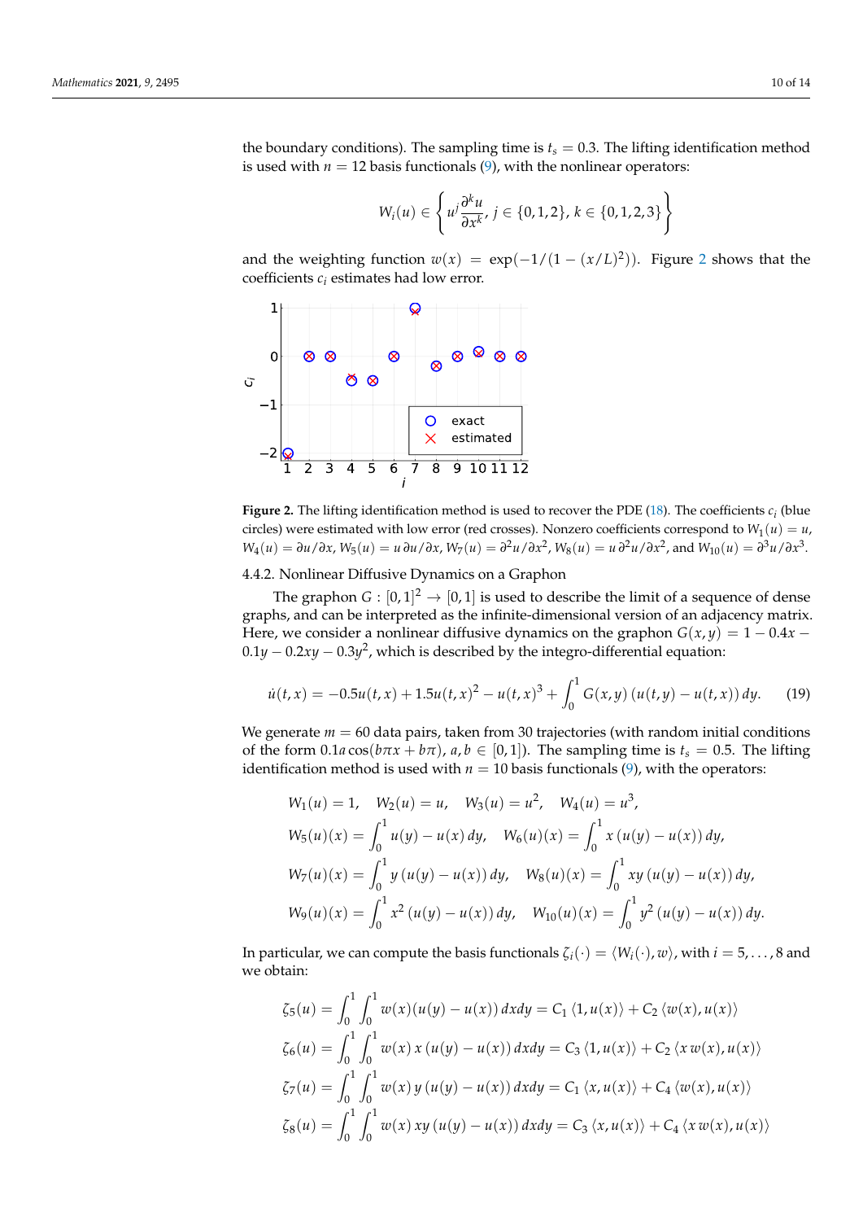the boundary conditions). The sampling time is $t_s = 0.3$. The lifting identification method is used with $n = 12$ basis functionals (9), with the nonlinear operators:

$$W_i(u) \in \left\{ u^j \frac{\partial^k u}{\partial x^k},\, j \in \{0,1,2\},\, k \in \{0,1,2,3\} \right\}$$

and the weighting function $w(x) = \exp(-1/(1-(x/L)^2))$. Figure 2 shows that the coefficients $c_i$ estimates had low error.

**Figure 2.** The lifting identification method is used to recover the PDE (18). The coefficients $c_i$ (blue circles) were estimated with low error (red crosses). Nonzero coefficients correspond to $W_1(u) = u$, $W_4(u) = \partial u/\partial x$, $W_5(u) = u\,\partial u/\partial x$, $W_7(u) = \partial^2 u/\partial x^2$, $W_8(u) = u\,\partial^2 u/\partial x^2$, and $W_{10}(u) = \partial^3 u/\partial x^3$.

#### 4.4.2. Nonlinear Diffusive Dynamics on a Graphon

The graphon $G : [0,1]^2 \to [0,1]$ is used to describe the limit of a sequence of dense graphs, and can be interpreted as the infinite-dimensional version of an adjacency matrix. Here, we consider a nonlinear diffusive dynamics on the graphon $G(x,y) = 1 - 0.4x - 0.1y - 0.2xy - 0.3y^2$, which is described by the integro-differential equation:

$$\dot{u}(t,x) = -0.5u(t,x) + 1.5u(t,x)^2 - u(t,x)^3 + \int_0^1 G(x,y)\,(u(t,y) - u(t,x))\,dy. \tag{19}$$

We generate $m = 60$ data pairs, taken from 30 trajectories (with random initial conditions of the form $0.1a\cos(b\pi x + b\pi)$, $a, b \in [0,1]$). The sampling time is $t_s = 0.5$. The lifting identification method is used with $n = 10$ basis functionals (9), with the operators:

$$\begin{aligned}
&W_1(u) = 1, \quad W_2(u) = u, \quad W_3(u) = u^2, \quad W_4(u) = u^3, \\
&W_5(u)(x) = \int_0^1 u(y) - u(x)\,dy, \quad W_6(u)(x) = \int_0^1 x\,(u(y) - u(x))\,dy, \\
&W_7(u)(x) = \int_0^1 y\,(u(y) - u(x))\,dy, \quad W_8(u)(x) = \int_0^1 xy\,(u(y) - u(x))\,dy, \\
&W_9(u)(x) = \int_0^1 x^2\,(u(y) - u(x))\,dy, \quad W_{10}(u)(x) = \int_0^1 y^2\,(u(y) - u(x))\,dy.
\end{aligned}$$

In particular, we can compute the basis functionals $\zeta_i(\cdot) = \langle W_i(\cdot), w \rangle$, with $i = 5, \ldots, 8$ and we obtain:

$$\begin{aligned}
\zeta_5(u) &= \int_0^1 \int_0^1 w(x)(u(y) - u(x))\,dxdy = C_1\,\langle 1, u(x) \rangle + C_2\,\langle w(x), u(x) \rangle \\
\zeta_6(u) &= \int_0^1 \int_0^1 w(x)\,x\,(u(y) - u(x))\,dxdy = C_3\,\langle 1, u(x) \rangle + C_2\,\langle x\,w(x), u(x) \rangle \\
\zeta_7(u) &= \int_0^1 \int_0^1 w(x)\,y\,(u(y) - u(x))\,dxdy = C_1\,\langle x, u(x) \rangle + C_4\,\langle w(x), u(x) \rangle \\
\zeta_8(u) &= \int_0^1 \int_0^1 w(x)\,xy\,(u(y) - u(x))\,dxdy = C_3\,\langle x, u(x) \rangle + C_4\,\langle x\,w(x), u(x) \rangle
\end{aligned}$$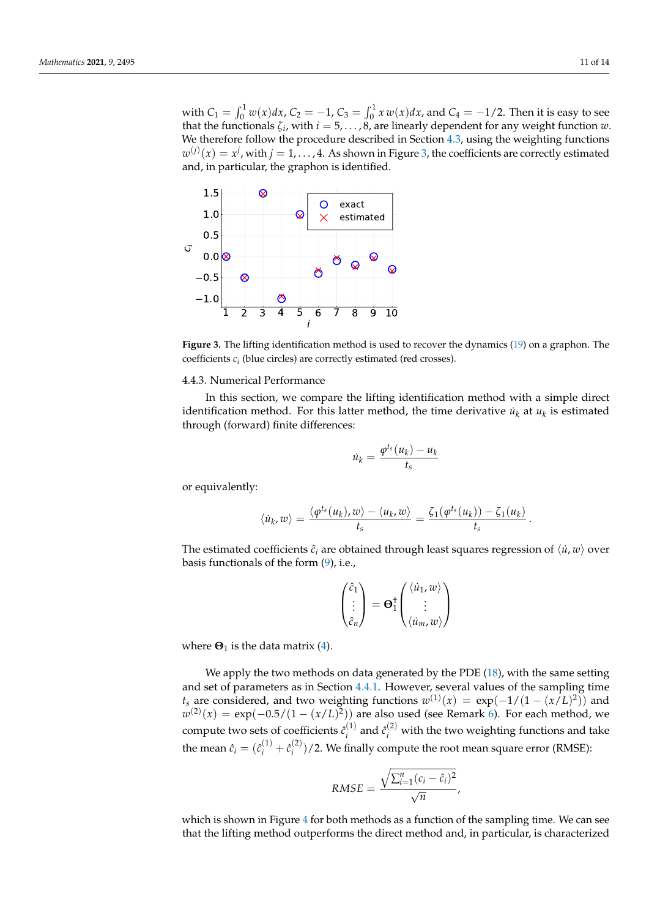with $C_1 = \int_0^1 w(x)dx$, $C_2 = -1$, $C_3 = \int_0^1 x\, w(x)dx$, and $C_4 = -1/2$. Then it is easy to see that the functionals $\zeta_i$, with $i = 5, \ldots, 8$, are linearly dependent for any weight function $w$. We therefore follow the procedure described in Section 4.3, using the weighting functions $w^{(j)}(x) = x^j$, with $j = 1, \ldots, 4$. As shown in Figure 3, the coefficients are correctly estimated and, in particular, the graphon is identified.

**Figure 3.** The lifting identification method is used to recover the dynamics (19) on a graphon. The coefficients $c_i$ (blue circles) are correctly estimated (red crosses).

### 4.4.3. Numerical Performance

In this section, we compare the lifting identification method with a simple direct identification method. For this latter method, the time derivative $\dot{u}_k$ at $u_k$ is estimated through (forward) finite differences:

$$\dot{u}_k = \frac{\varphi^{t_s}(u_k) - u_k}{t_s}$$

or equivalently:

$$\langle \dot{u}_k, w \rangle = \frac{\langle \varphi^{t_s}(u_k), w \rangle - \langle u_k, w \rangle}{t_s} = \frac{\zeta_1(\varphi^{t_s}(u_k)) - \zeta_1(u_k)}{t_s}.$$

The estimated coefficients $\hat{c}_i$ are obtained through least squares regression of $\langle \dot{u}, w \rangle$ over basis functionals of the form (9), i.e.,

$$\begin{pmatrix} \hat{c}_1 \\ \vdots \\ \hat{c}_n \end{pmatrix} = \mathbf{\Theta}_1^{\dagger} \begin{pmatrix} \langle \dot{u}_1, w \rangle \\ \vdots \\ \langle \dot{u}_m, w \rangle \end{pmatrix}$$

where $\mathbf{\Theta}_1$ is the data matrix (4).

We apply the two methods on data generated by the PDE (18), with the same setting and set of parameters as in Section 4.4.1. However, several values of the sampling time $t_s$ are considered, and two weighting functions $w^{(1)}(x) = \exp(-1/(1-(x/L)^2))$ and $w^{(2)}(x) = \exp(-0.5/(1-(x/L)^2))$ are also used (see Remark 6). For each method, we compute two sets of coefficients $\hat{c}_i^{(1)}$ and $\hat{c}_i^{(2)}$ with the two weighting functions and take the mean $\hat{c}_i = (\hat{c}_i^{(1)} + \hat{c}_i^{(2)})/2$. We finally compute the root mean square error (RMSE):

$$RMSE = \frac{\sqrt{\sum_{i=1}^{n}(c_i - \hat{c}_i)^2}}{\sqrt{n}},$$

which is shown in Figure 4 for both methods as a function of the sampling time. We can see that the lifting method outperforms the direct method and, in particular, is characterized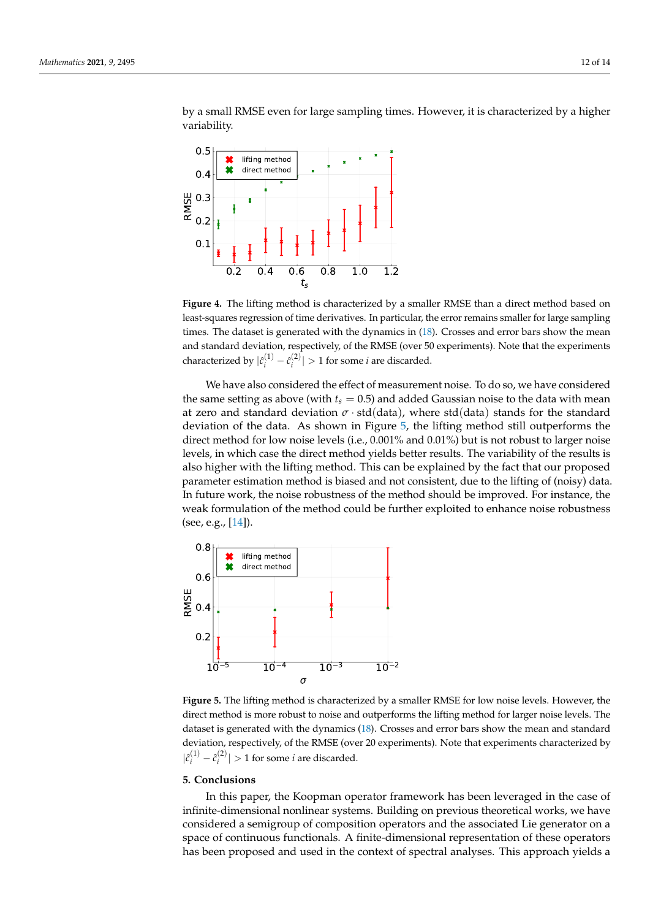by a small RMSE even for large sampling times. However, it is characterized by a higher variability.

**Figure 4.** The lifting method is characterized by a smaller RMSE than a direct method based on least-squares regression of time derivatives. In particular, the error remains smaller for large sampling times. The dataset is generated with the dynamics in (18). Crosses and error bars show the mean and standard deviation, respectively, of the RMSE (over 50 experiments). Note that the experiments characterized by $|\hat{c}_i^{(1)} - \hat{c}_i^{(2)}| > 1$ for some $i$ are discarded.

We have also considered the effect of measurement noise. To do so, we have considered the same setting as above (with $t_s = 0.5$) and added Gaussian noise to the data with mean at zero and standard deviation $\sigma \cdot \mathrm{std}(\mathrm{data})$, where std(data) stands for the standard deviation of the data. As shown in Figure 5, the lifting method still outperforms the direct method for low noise levels (i.e., 0.001% and 0.01%) but is not robust to larger noise levels, in which case the direct method yields better results. The variability of the results is also higher with the lifting method. This can be explained by the fact that our proposed parameter estimation method is biased and not consistent, due to the lifting of (noisy) data. In future work, the noise robustness of the method should be improved. For instance, the weak formulation of the method could be further exploited to enhance noise robustness (see, e.g., [14]).

**Figure 5.** The lifting method is characterized by a smaller RMSE for low noise levels. However, the direct method is more robust to noise and outperforms the lifting method for larger noise levels. The dataset is generated with the dynamics (18). Crosses and error bars show the mean and standard deviation, respectively, of the RMSE (over 20 experiments). Note that experiments characterized by $|\hat{c}_i^{(1)} - \hat{c}_i^{(2)}| > 1$ for some $i$ are discarded.

## 5. Conclusions

In this paper, the Koopman operator framework has been leveraged in the case of infinite-dimensional nonlinear systems. Building on previous theoretical works, we have considered a semigroup of composition operators and the associated Lie generator on a space of continuous functionals. A finite-dimensional representation of these operators has been proposed and used in the context of spectral analyses. This approach yields a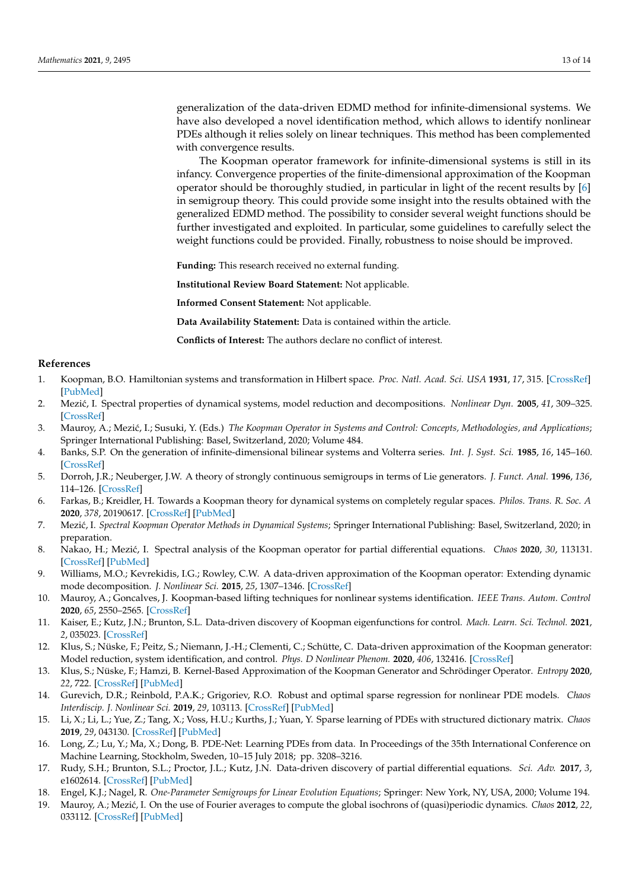generalization of the data-driven EDMD method for infinite-dimensional systems. We have also developed a novel identification method, which allows to identify nonlinear PDEs although it relies solely on linear techniques. This method has been complemented with convergence results.

The Koopman operator framework for infinite-dimensional systems is still in its infancy. Convergence properties of the finite-dimensional approximation of the Koopman operator should be thoroughly studied, in particular in light of the recent results by [6] in semigroup theory. This could provide some insight into the results obtained with the generalized EDMD method. The possibility to consider several weight functions should be further investigated and exploited. In particular, some guidelines to carefully select the weight functions could be provided. Finally, robustness to noise should be improved.

**Funding:** This research received no external funding.

**Institutional Review Board Statement:** Not applicable.

**Informed Consent Statement:** Not applicable.

**Data Availability Statement:** Data is contained within the article.

**Conflicts of Interest:** The authors declare no conflict of interest.

## References

1. Koopman, B.O. Hamiltonian systems and transformation in Hilbert space. *Proc. Natl. Acad. Sci. USA* **1931**, *17*, 315. [CrossRef] [PubMed]
2. Mezić, I. Spectral properties of dynamical systems, model reduction and decompositions. *Nonlinear Dyn.* **2005**, *41*, 309–325. [CrossRef]
3. Mauroy, A.; Mezić, I.; Susuki, Y. (Eds.) *The Koopman Operator in Systems and Control: Concepts, Methodologies, and Applications*; Springer International Publishing: Basel, Switzerland, 2020; Volume 484.
4. Banks, S.P. On the generation of infinite-dimensional bilinear systems and Volterra series. *Int. J. Syst. Sci.* **1985**, *16*, 145–160. [CrossRef]
5. Dorroh, J.R.; Neuberger, J.W. A theory of strongly continuous semigroups in terms of Lie generators. *J. Funct. Anal.* **1996**, *136*, 114–126. [CrossRef]
6. Farkas, B.; Kreidler, H. Towards a Koopman theory for dynamical systems on completely regular spaces. *Philos. Trans. R. Soc. A* **2020**, *378*, 20190617. [CrossRef] [PubMed]
7. Mezić, I. *Spectral Koopman Operator Methods in Dynamical Systems*; Springer International Publishing: Basel, Switzerland, 2020; in preparation.
8. Nakao, H.; Mezić, I. Spectral analysis of the Koopman operator for partial differential equations. *Chaos* **2020**, *30*, 113131. [CrossRef] [PubMed]
9. Williams, M.O.; Kevrekidis, I.G.; Rowley, C.W. A data-driven approximation of the Koopman operator: Extending dynamic mode decomposition. *J. Nonlinear Sci.* **2015**, *25*, 1307–1346. [CrossRef]
10. Mauroy, A.; Goncalves, J. Koopman-based lifting techniques for nonlinear systems identification. *IEEE Trans. Autom. Control* **2020**, *65*, 2550–2565. [CrossRef]
11. Kaiser, E.; Kutz, J.N.; Brunton, S.L. Data-driven discovery of Koopman eigenfunctions for control. *Mach. Learn. Sci. Technol.* **2021**, *2*, 035023. [CrossRef]
12. Klus, S.; Nüske, F.; Peitz, S.; Niemann, J.-H.; Clementi, C.; Schütte, C. Data-driven approximation of the Koopman generator: Model reduction, system identification, and control. *Phys. D Nonlinear Phenom.* **2020**, *406*, 132416. [CrossRef]
13. Klus, S.; Nüske, F.; Hamzi, B. Kernel-Based Approximation of the Koopman Generator and Schrödinger Operator. *Entropy* **2020**, *22*, 722. [CrossRef] [PubMed]
14. Gurevich, D.R.; Reinbold, P.A.K.; Grigoriev, R.O. Robust and optimal sparse regression for nonlinear PDE models. *Chaos Interdiscip. J. Nonlinear Sci.* **2019**, *29*, 103113. [CrossRef] [PubMed]
15. Li, X.; Li, L.; Yue, Z.; Tang, X.; Voss, H.U.; Kurths, J.; Yuan, Y. Sparse learning of PDEs with structured dictionary matrix. *Chaos* **2019**, *29*, 043130. [CrossRef] [PubMed]
16. Long, Z.; Lu, Y.; Ma, X.; Dong, B. PDE-Net: Learning PDEs from data. In Proceedings of the 35th International Conference on Machine Learning, Stockholm, Sweden, 10–15 July 2018; pp. 3208–3216.
17. Rudy, S.H.; Brunton, S.L.; Proctor, J.L.; Kutz, J.N. Data-driven discovery of partial differential equations. *Sci. Adv.* **2017**, *3*, e1602614. [CrossRef] [PubMed]
18. Engel, K.J.; Nagel, R. *One-Parameter Semigroups for Linear Evolution Equations*; Springer: New York, NY, USA, 2000; Volume 194.
19. Mauroy, A.; Mezić, I. On the use of Fourier averages to compute the global isochrons of (quasi)periodic dynamics. *Chaos* **2012**, *22*, 033112. [CrossRef] [PubMed]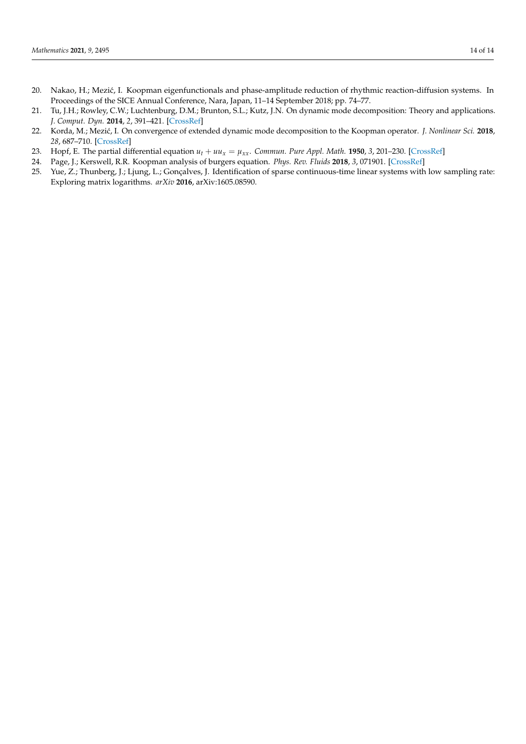20. Nakao, H.; Mezić, I. Koopman eigenfunctionals and phase-amplitude reduction of rhythmic reaction-diffusion systems. In Proceedings of the SICE Annual Conference, Nara, Japan, 11–14 September 2018; pp. 74–77.
21. Tu, J.H.; Rowley, C.W.; Luchtenburg, D.M.; Brunton, S.L.; Kutz, J.N. On dynamic mode decomposition: Theory and applications. *J. Comput. Dyn.* **2014**, *2*, 391–421. [CrossRef]
22. Korda, M.; Mezić, I. On convergence of extended dynamic mode decomposition to the Koopman operator. *J. Nonlinear Sci.* **2018**, *28*, 687–710. [CrossRef]
23. Hopf, E. The partial differential equation $u_t + uu_x = \mu_{xx}$. *Commun. Pure Appl. Math.* **1950**, *3*, 201–230. [CrossRef]
24. Page, J.; Kerswell, R.R. Koopman analysis of burgers equation. *Phys. Rev. Fluids* **2018**, *3*, 071901. [CrossRef]
25. Yue, Z.; Thunberg, J.; Ljung, L.; Gonçalves, J. Identification of sparse continuous-time linear systems with low sampling rate: Exploring matrix logarithms. *arXiv* **2016**, arXiv:1605.08590.